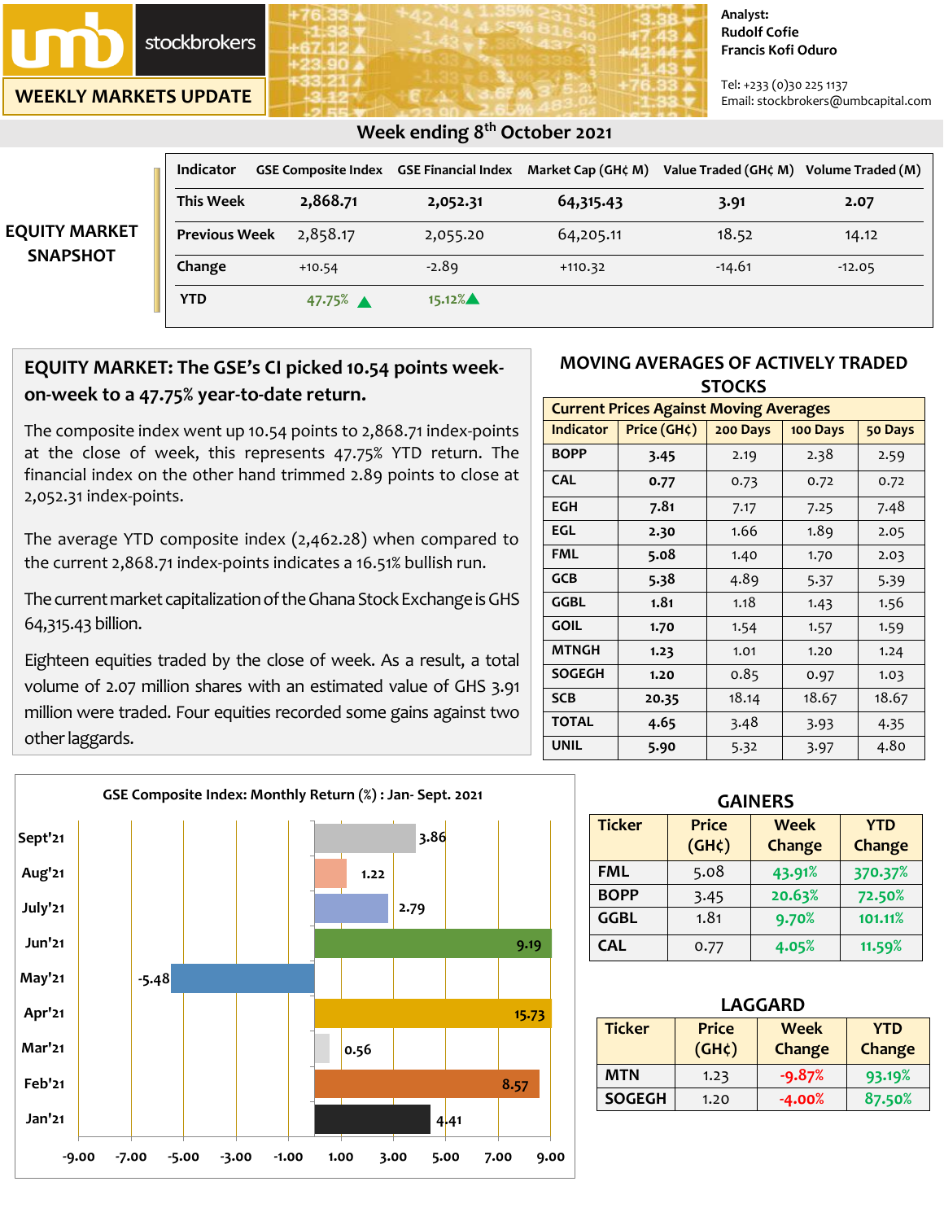umb stockbrokers

**WEEKLY MARKETS UPDATE**

Analyst:
Rudolf Cofie
Francis Kofi Oduro

Tel: +233 (0)30 225 1137
Email: stockbrokers@umbcapital.com

## Week ending 8th October 2021

### EQUITY MARKET SNAPSHOT

| Indicator | GSE Composite Index | GSE Financial Index | Market Cap (GH¢ M) | Value Traded (GH¢ M) | Volume Traded (M) |
|---|---|---|---|---|---|
| This Week | 2,868.71 | 2,052.31 | 64,315.43 | 3.91 | 2.07 |
| Previous Week | 2,858.17 | 2,055.20 | 64,205.11 | 18.52 | 14.12 |
| Change | +10.54 | -2.89 | +110.32 | -14.61 | -12.05 |
| YTD | 47.75% ▲ | 15.12% ▲ | | | |

### EQUITY MARKET: The GSE's CI picked 10.54 points week-on-week to a 47.75% year-to-date return.

The composite index went up 10.54 points to 2,868.71 index-points at the close of week, this represents 47.75% YTD return. The financial index on the other hand trimmed 2.89 points to close at 2,052.31 index-points.

The average YTD composite index (2,462.28) when compared to the current 2,868.71 index-points indicates a 16.51% bullish run.

The current market capitalization of the Ghana Stock Exchange is GHS 64,315.43 billion.

Eighteen equities traded by the close of week. As a result, a total volume of 2.07 million shares with an estimated value of GHS 3.91 million were traded. Four equities recorded some gains against two other laggards.

### MOVING AVERAGES OF ACTIVELY TRADED STOCKS

Current Prices Against Moving Averages

| Indicator | Price (GH¢) | 200 Days | 100 Days | 50 Days |
|---|---|---|---|---|
| BOPP | 3.45 | 2.19 | 2.38 | 2.59 |
| CAL | 0.77 | 0.73 | 0.72 | 0.72 |
| EGH | 7.81 | 7.17 | 7.25 | 7.48 |
| EGL | 2.30 | 1.66 | 1.89 | 2.05 |
| FML | 5.08 | 1.40 | 1.70 | 2.03 |
| GCB | 5.38 | 4.89 | 5.37 | 5.39 |
| GGBL | 1.81 | 1.18 | 1.43 | 1.56 |
| GOIL | 1.70 | 1.54 | 1.57 | 1.59 |
| MTNGH | 1.23 | 1.01 | 1.20 | 1.24 |
| SOGEGH | 1.20 | 0.85 | 0.97 | 1.03 |
| SCB | 20.35 | 18.14 | 18.67 | 18.67 |
| TOTAL | 4.65 | 3.48 | 3.93 | 4.35 |
| UNIL | 5.90 | 5.32 | 3.97 | 4.80 |

### GSE Composite Index: Monthly Return (%) : Jan- Sept. 2021

| Month | Return (%) |
|---|---|
| Sept'21 | 3.86 |
| Aug'21 | 1.22 |
| July'21 | 2.79 |
| Jun'21 | 9.19 |
| May'21 | -5.48 |
| Apr'21 | 15.73 |
| Mar'21 | 0.56 |
| Feb'21 | 8.57 |
| Jan'21 | 4.41 |

### GAINERS

| Ticker | Price (GH¢) | Week Change | YTD Change |
|---|---|---|---|
| FML | 5.08 | 43.91% | 370.37% |
| BOPP | 3.45 | 20.63% | 72.50% |
| GGBL | 1.81 | 9.70% | 101.11% |
| CAL | 0.77 | 4.05% | 11.59% |

### LAGGARD

| Ticker | Price (GH¢) | Week Change | YTD Change |
|---|---|---|---|
| MTN | 1.23 | -9.87% | 93.19% |
| SOGEGH | 1.20 | -4.00% | 87.50% |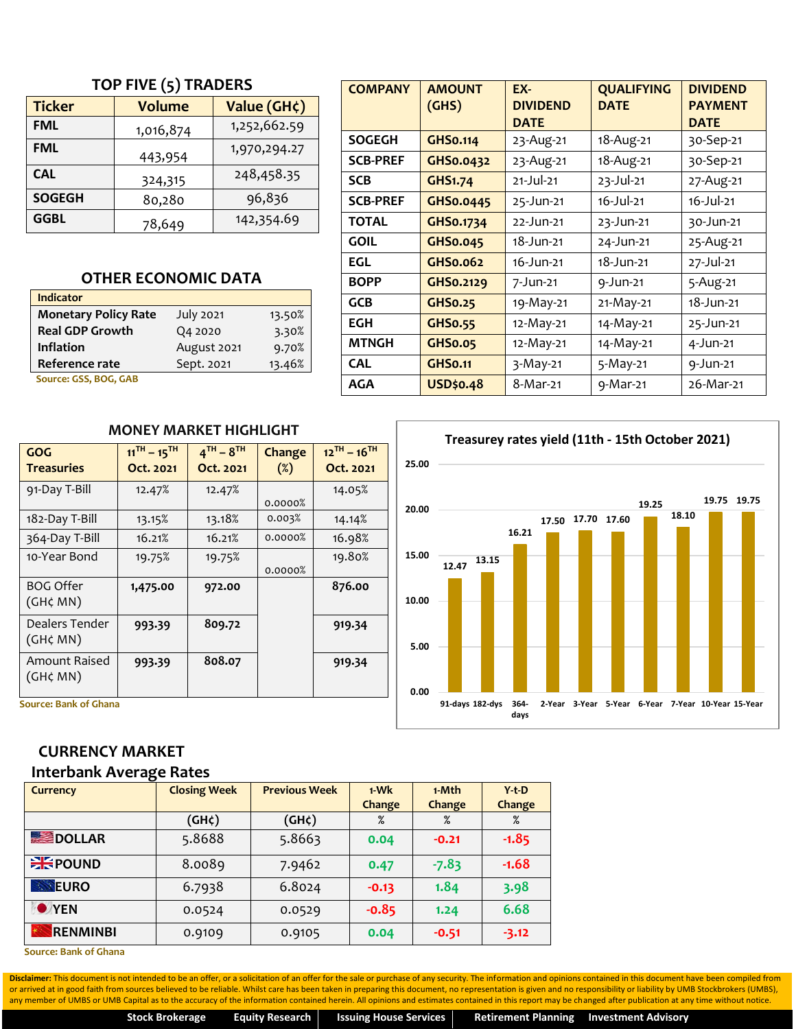## TOP FIVE (5) TRADERS

| Ticker | Volume | Value (GH¢) |
|---|---|---|
| FML | 1,016,874 | 1,252,662.59 |
| FML | 443,954 | 1,970,294.27 |
| CAL | 324,315 | 248,458.35 |
| SOGEGH | 80,280 | 96,836 |
| GGBL | 78,649 | 142,354.69 |

| COMPANY | AMOUNT (GHS) | EX-DIVIDEND DATE | QUALIFYING DATE | DIVIDEND PAYMENT DATE |
|---|---|---|---|---|
| SOGEGH | GHS0.114 | 23-Aug-21 | 18-Aug-21 | 30-Sep-21 |
| SCB-PREF | GHS0.0432 | 23-Aug-21 | 18-Aug-21 | 30-Sep-21 |
| SCB | GHS1.74 | 21-Jul-21 | 23-Jul-21 | 27-Aug-21 |
| SCB-PREF | GHS0.0445 | 25-Jun-21 | 16-Jul-21 | 16-Jul-21 |
| TOTAL | GHS0.1734 | 22-Jun-21 | 23-Jun-21 | 30-Jun-21 |
| GOIL | GHS0.045 | 18-Jun-21 | 24-Jun-21 | 25-Aug-21 |
| EGL | GHS0.062 | 16-Jun-21 | 18-Jun-21 | 27-Jul-21 |
| BOPP | GHS0.2129 | 7-Jun-21 | 9-Jun-21 | 5-Aug-21 |
| GCB | GHS0.25 | 19-May-21 | 21-May-21 | 18-Jun-21 |
| EGH | GHS0.55 | 12-May-21 | 14-May-21 | 25-Jun-21 |
| MTNGH | GHS0.05 | 12-May-21 | 14-May-21 | 4-Jun-21 |
| CAL | GHS0.11 | 3-May-21 | 5-May-21 | 9-Jun-21 |
| AGA | USD$0.48 | 8-Mar-21 | 9-Mar-21 | 26-Mar-21 |

## OTHER ECONOMIC DATA

| Indicator | | |
|---|---|---|
| Monetary Policy Rate | July 2021 | 13.50% |
| Real GDP Growth | Q4 2020 | 3.30% |
| Inflation | August 2021 | 9.70% |
| Reference rate | Sept. 2021 | 13.46% |

Source: GSS, BOG, GAB

## MONEY MARKET HIGHLIGHT

| GOG Treasuries | 11TH – 15TH Oct. 2021 | 4TH – 8TH Oct. 2021 | Change (%) | 12TH – 16TH Oct. 2021 |
|---|---|---|---|---|
| 91-Day T-Bill | 12.47% | 12.47% | 0.0000% | 14.05% |
| 182-Day T-Bill | 13.15% | 13.18% | 0.003% | 14.14% |
| 364-Day T-Bill | 16.21% | 16.21% | 0.0000% | 16.98% |
| 10-Year Bond | 19.75% | 19.75% | 0.0000% | 19.80% |
| BOG Offer (GH¢ MN) | 1,475.00 | 972.00 | | 876.00 |
| Dealers Tender (GH¢ MN) | 993.39 | 809.72 | | 919.34 |
| Amount Raised (GH¢ MN) | 993.39 | 808.07 | | 919.34 |

Source: Bank of Ghana

Treasurey rates yield (11th - 15th October 2021)

25.00
20.00
15.00
10.00
5.00
0.00

12.47 13.15 16.21 17.50 17.70 17.60 19.25 18.10 19.75 19.75

91-days 182-dys 364-days 2-Year 3-Year 5-Year 6-Year 7-Year 10-Year 15-Year

## CURRENCY MARKET

### Interbank Average Rates

| Currency | Closing Week | Previous Week | 1-Wk Change | 1-Mth Change | Y-t-D Change |
|---|---|---|---|---|---|
| | (GH¢) | (GH¢) | % | % | % |
| DOLLAR | 5.8688 | 5.8663 | 0.04 | -0.21 | -1.85 |
| POUND | 8.0089 | 7.9462 | 0.47 | -7.83 | -1.68 |
| EURO | 6.7938 | 6.8024 | -0.13 | 1.84 | 3.98 |
| YEN | 0.0524 | 0.0529 | -0.85 | 1.24 | 6.68 |
| RENMINBI | 0.9109 | 0.9105 | 0.04 | -0.51 | -3.12 |

Source: Bank of Ghana

**Disclaimer:** This document is not intended to be an offer, or a solicitation of an offer for the sale or purchase of any security. The information and opinions contained in this document have been compiled from or arrived at in good faith from sources believed to be reliable. Whilst care has been taken in preparing this document, no representation is given and no responsibility or liability by UMB Stockbrokers (UMBS), any member of UMBS or UMB Capital as to the accuracy of the information contained herein. All opinions and estimates contained in this report may be changed after publication at any time without notice.

Stock Brokerage | Equity Research | Issuing House Services | Retirement Planning | Investment Advisory